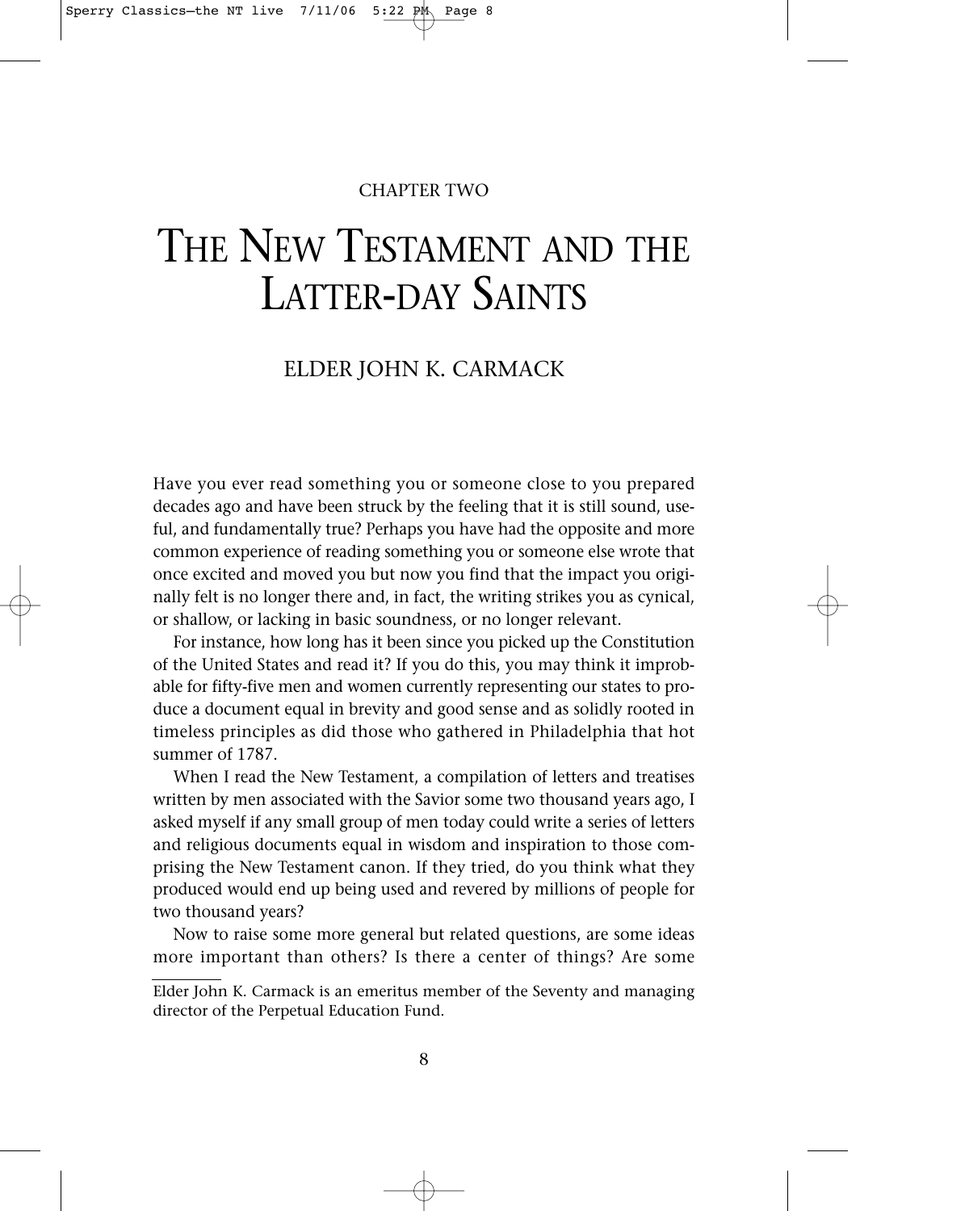CHAPTER TWO

# The New Testament and the Latter-day Saints

## Elder John K. Carmack

Have you ever read something you or someone close to you prepared decades ago and have been struck by the feeling that it is still sound, useful, and fundamentally true? Perhaps you have had the opposite and more common experience of reading something you or someone else wrote that once excited and moved you but now you find that the impact you originally felt is no longer there and, in fact, the writing strikes you as cynical, or shallow, or lacking in basic soundness, or no longer relevant.

For instance, how long has it been since you picked up the Constitution of the United States and read it? If you do this, you may think it improbable for fifty-five men and women currently representing our states to produce a document equal in brevity and good sense and as solidly rooted in timeless principles as did those who gathered in Philadelphia that hot summer of 1787.

When I read the New Testament, a compilation of letters and treatises written by men associated with the Savior some two thousand years ago, I asked myself if any small group of men today could write a series of letters and religious documents equal in wisdom and inspiration to those comprising the New Testament canon. If they tried, do you think what they produced would end up being used and revered by millions of people for two thousand years?

Now to raise some more general but related questions, are some ideas more important than others? Is there a center of things? Are some

---

Elder John K. Carmack is an emeritus member of the Seventy and managing director of the Perpetual Education Fund.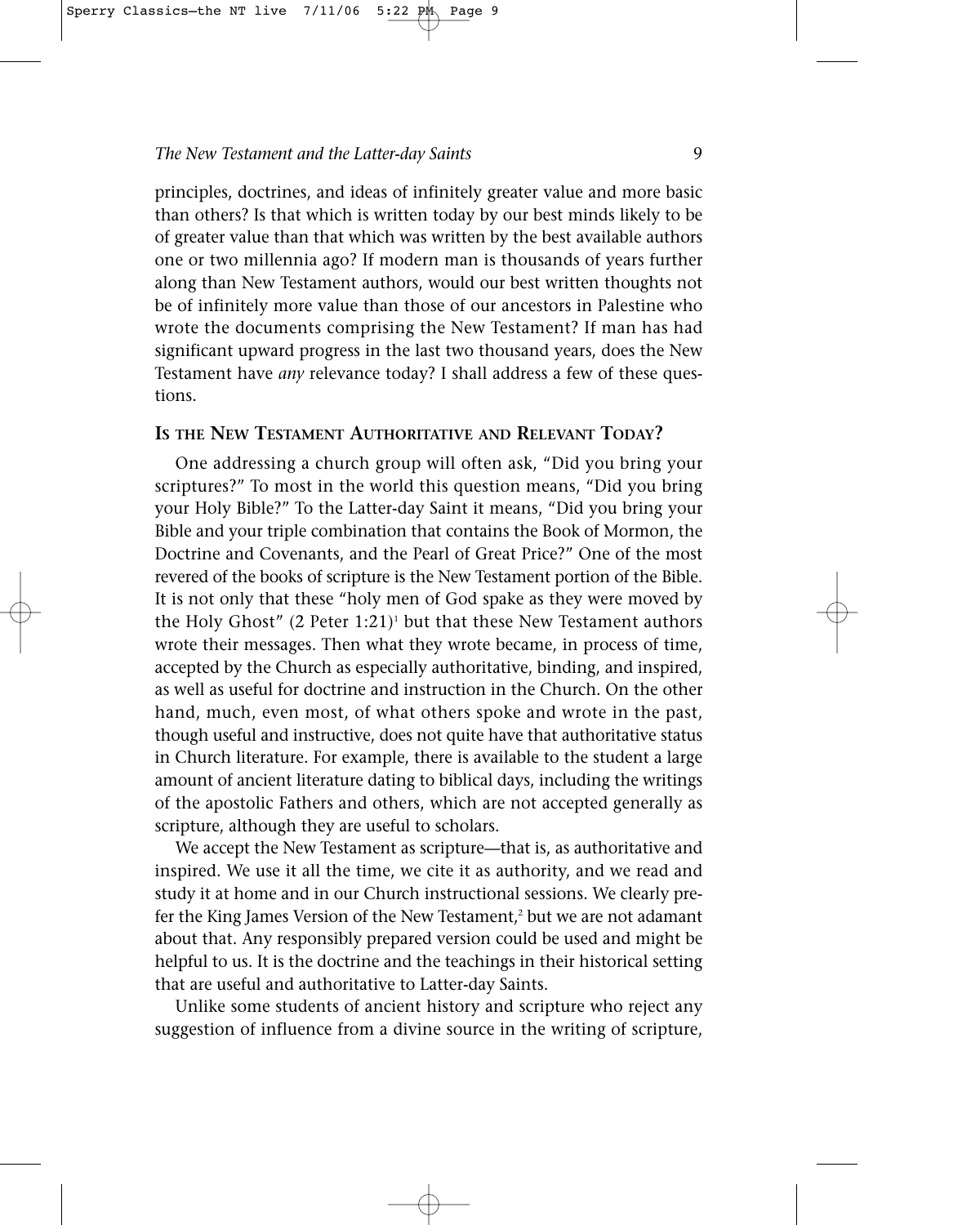principles, doctrines, and ideas of infinitely greater value and more basic than others? Is that which is written today by our best minds likely to be of greater value than that which was written by the best available authors one or two millennia ago? If modern man is thousands of years further along than New Testament authors, would our best written thoughts not be of infinitely more value than those of our ancestors in Palestine who wrote the documents comprising the New Testament? If man has had significant upward progress in the last two thousand years, does the New Testament have *any* relevance today? I shall address a few of these questions.

## Is the New Testament Authoritative and Relevant Today?

One addressing a church group will often ask, "Did you bring your scriptures?" To most in the world this question means, "Did you bring your Holy Bible?" To the Latter-day Saint it means, "Did you bring your Bible and your triple combination that contains the Book of Mormon, the Doctrine and Covenants, and the Pearl of Great Price?" One of the most revered of the books of scripture is the New Testament portion of the Bible. It is not only that these "holy men of God spake as they were moved by the Holy Ghost" (2 Peter 1:21)[1] but that these New Testament authors wrote their messages. Then what they wrote became, in process of time, accepted by the Church as especially authoritative, binding, and inspired, as well as useful for doctrine and instruction in the Church. On the other hand, much, even most, of what others spoke and wrote in the past, though useful and instructive, does not quite have that authoritative status in Church literature. For example, there is available to the student a large amount of ancient literature dating to biblical days, including the writings of the apostolic Fathers and others, which are not accepted generally as scripture, although they are useful to scholars.

We accept the New Testament as scripture—that is, as authoritative and inspired. We use it all the time, we cite it as authority, and we read and study it at home and in our Church instructional sessions. We clearly prefer the King James Version of the New Testament,[2] but we are not adamant about that. Any responsibly prepared version could be used and might be helpful to us. It is the doctrine and the teachings in their historical setting that are useful and authoritative to Latter-day Saints.

Unlike some students of ancient history and scripture who reject any suggestion of influence from a divine source in the writing of scripture,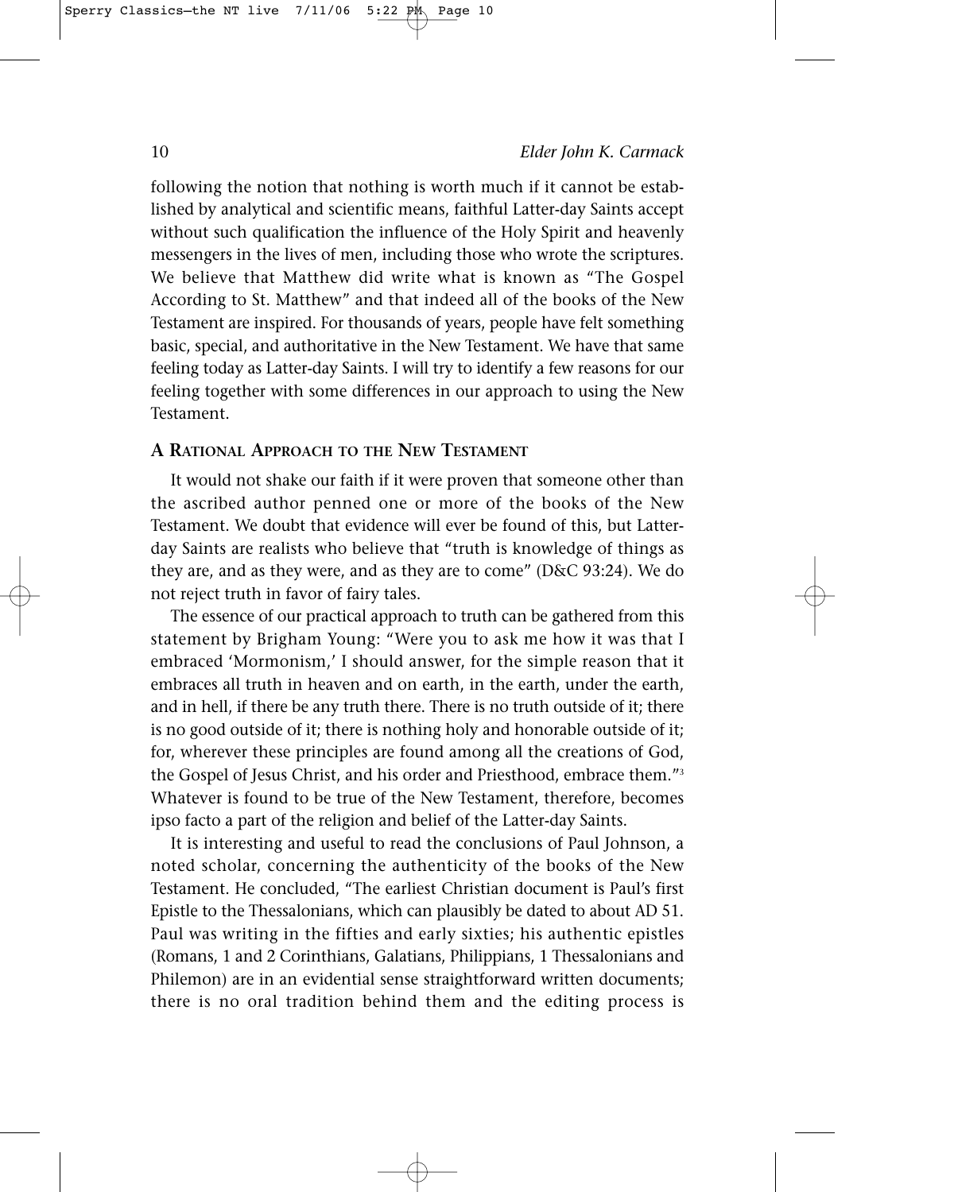following the notion that nothing is worth much if it cannot be established by analytical and scientific means, faithful Latter-day Saints accept without such qualification the influence of the Holy Spirit and heavenly messengers in the lives of men, including those who wrote the scriptures. We believe that Matthew did write what is known as "The Gospel According to St. Matthew" and that indeed all of the books of the New Testament are inspired. For thousands of years, people have felt something basic, special, and authoritative in the New Testament. We have that same feeling today as Latter-day Saints. I will try to identify a few reasons for our feeling together with some differences in our approach to using the New Testament.

## A Rational Approach to the New Testament

It would not shake our faith if it were proven that someone other than the ascribed author penned one or more of the books of the New Testament. We doubt that evidence will ever be found of this, but Latter-day Saints are realists who believe that "truth is knowledge of things as they are, and as they were, and as they are to come" (D&C 93:24). We do not reject truth in favor of fairy tales.

The essence of our practical approach to truth can be gathered from this statement by Brigham Young: "Were you to ask me how it was that I embraced 'Mormonism,' I should answer, for the simple reason that it embraces all truth in heaven and on earth, in the earth, under the earth, and in hell, if there be any truth there. There is no truth outside of it; there is no good outside of it; there is nothing holy and honorable outside of it; for, wherever these principles are found among all the creations of God, the Gospel of Jesus Christ, and his order and Priesthood, embrace them."[3] Whatever is found to be true of the New Testament, therefore, becomes ipso facto a part of the religion and belief of the Latter-day Saints.

It is interesting and useful to read the conclusions of Paul Johnson, a noted scholar, concerning the authenticity of the books of the New Testament. He concluded, "The earliest Christian document is Paul's first Epistle to the Thessalonians, which can plausibly be dated to about AD 51. Paul was writing in the fifties and early sixties; his authentic epistles (Romans, 1 and 2 Corinthians, Galatians, Philippians, 1 Thessalonians and Philemon) are in an evidential sense straightforward written documents; there is no oral tradition behind them and the editing process is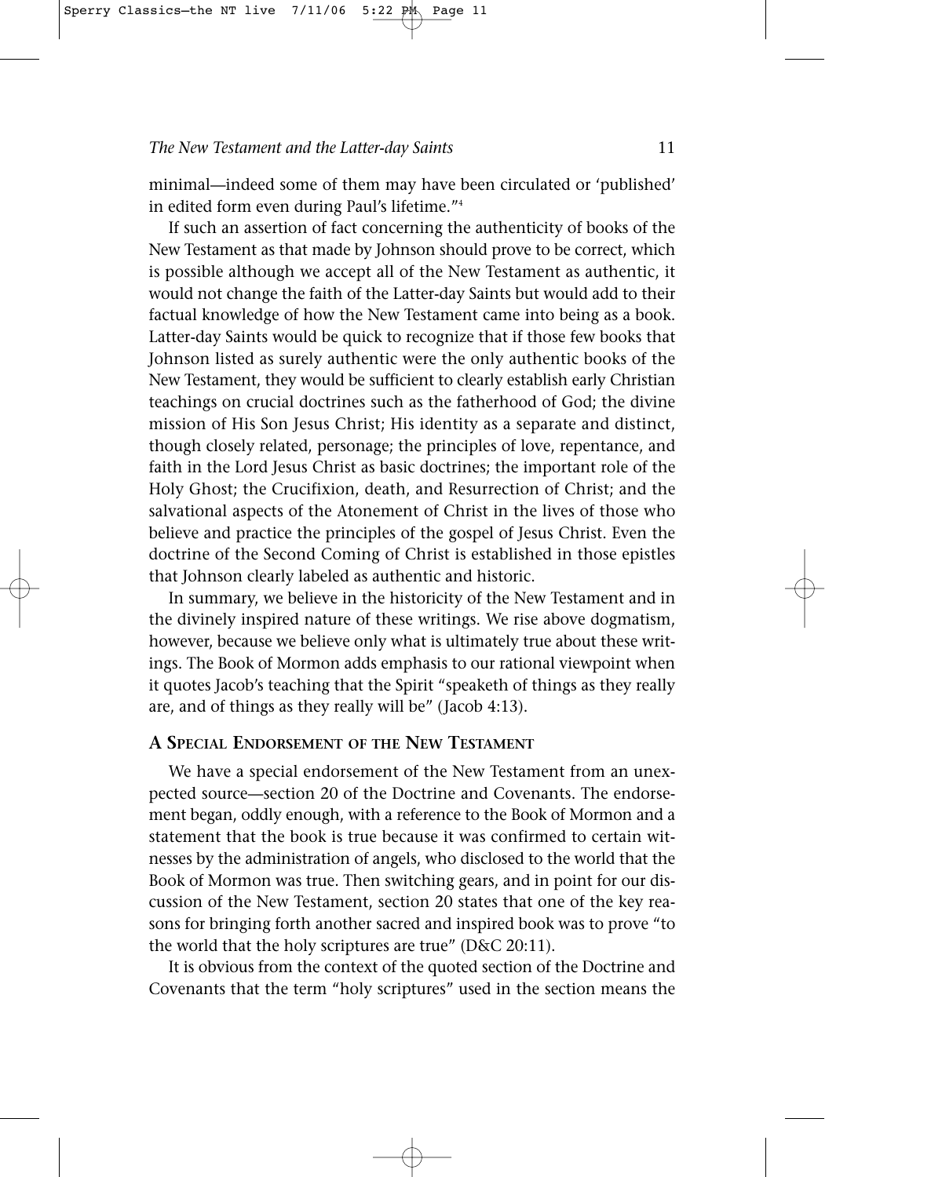minimal—indeed some of them may have been circulated or 'published' in edited form even during Paul's lifetime."[4]

If such an assertion of fact concerning the authenticity of books of the New Testament as that made by Johnson should prove to be correct, which is possible although we accept all of the New Testament as authentic, it would not change the faith of the Latter-day Saints but would add to their factual knowledge of how the New Testament came into being as a book. Latter-day Saints would be quick to recognize that if those few books that Johnson listed as surely authentic were the only authentic books of the New Testament, they would be sufficient to clearly establish early Christian teachings on crucial doctrines such as the fatherhood of God; the divine mission of His Son Jesus Christ; His identity as a separate and distinct, though closely related, personage; the principles of love, repentance, and faith in the Lord Jesus Christ as basic doctrines; the important role of the Holy Ghost; the Crucifixion, death, and Resurrection of Christ; and the salvational aspects of the Atonement of Christ in the lives of those who believe and practice the principles of the gospel of Jesus Christ. Even the doctrine of the Second Coming of Christ is established in those epistles that Johnson clearly labeled as authentic and historic.

In summary, we believe in the historicity of the New Testament and in the divinely inspired nature of these writings. We rise above dogmatism, however, because we believe only what is ultimately true about these writings. The Book of Mormon adds emphasis to our rational viewpoint when it quotes Jacob's teaching that the Spirit "speaketh of things as they really are, and of things as they really will be" (Jacob 4:13).

## A Special Endorsement of the New Testament

We have a special endorsement of the New Testament from an unexpected source—section 20 of the Doctrine and Covenants. The endorsement began, oddly enough, with a reference to the Book of Mormon and a statement that the book is true because it was confirmed to certain witnesses by the administration of angels, who disclosed to the world that the Book of Mormon was true. Then switching gears, and in point for our discussion of the New Testament, section 20 states that one of the key reasons for bringing forth another sacred and inspired book was to prove "to the world that the holy scriptures are true" (D&C 20:11).

It is obvious from the context of the quoted section of the Doctrine and Covenants that the term "holy scriptures" used in the section means the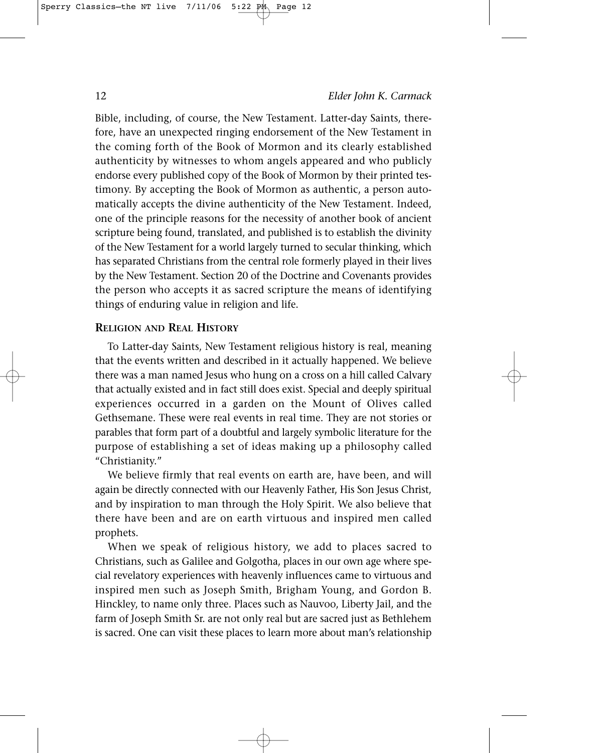Bible, including, of course, the New Testament. Latter-day Saints, therefore, have an unexpected ringing endorsement of the New Testament in the coming forth of the Book of Mormon and its clearly established authenticity by witnesses to whom angels appeared and who publicly endorse every published copy of the Book of Mormon by their printed testimony. By accepting the Book of Mormon as authentic, a person automatically accepts the divine authenticity of the New Testament. Indeed, one of the principle reasons for the necessity of another book of ancient scripture being found, translated, and published is to establish the divinity of the New Testament for a world largely turned to secular thinking, which has separated Christians from the central role formerly played in their lives by the New Testament. Section 20 of the Doctrine and Covenants provides the person who accepts it as sacred scripture the means of identifying things of enduring value in religion and life.

## Religion and Real History

To Latter-day Saints, New Testament religious history is real, meaning that the events written and described in it actually happened. We believe there was a man named Jesus who hung on a cross on a hill called Calvary that actually existed and in fact still does exist. Special and deeply spiritual experiences occurred in a garden on the Mount of Olives called Gethsemane. These were real events in real time. They are not stories or parables that form part of a doubtful and largely symbolic literature for the purpose of establishing a set of ideas making up a philosophy called "Christianity."

We believe firmly that real events on earth are, have been, and will again be directly connected with our Heavenly Father, His Son Jesus Christ, and by inspiration to man through the Holy Spirit. We also believe that there have been and are on earth virtuous and inspired men called prophets.

When we speak of religious history, we add to places sacred to Christians, such as Galilee and Golgotha, places in our own age where special revelatory experiences with heavenly influences came to virtuous and inspired men such as Joseph Smith, Brigham Young, and Gordon B. Hinckley, to name only three. Places such as Nauvoo, Liberty Jail, and the farm of Joseph Smith Sr. are not only real but are sacred just as Bethlehem is sacred. One can visit these places to learn more about man's relationship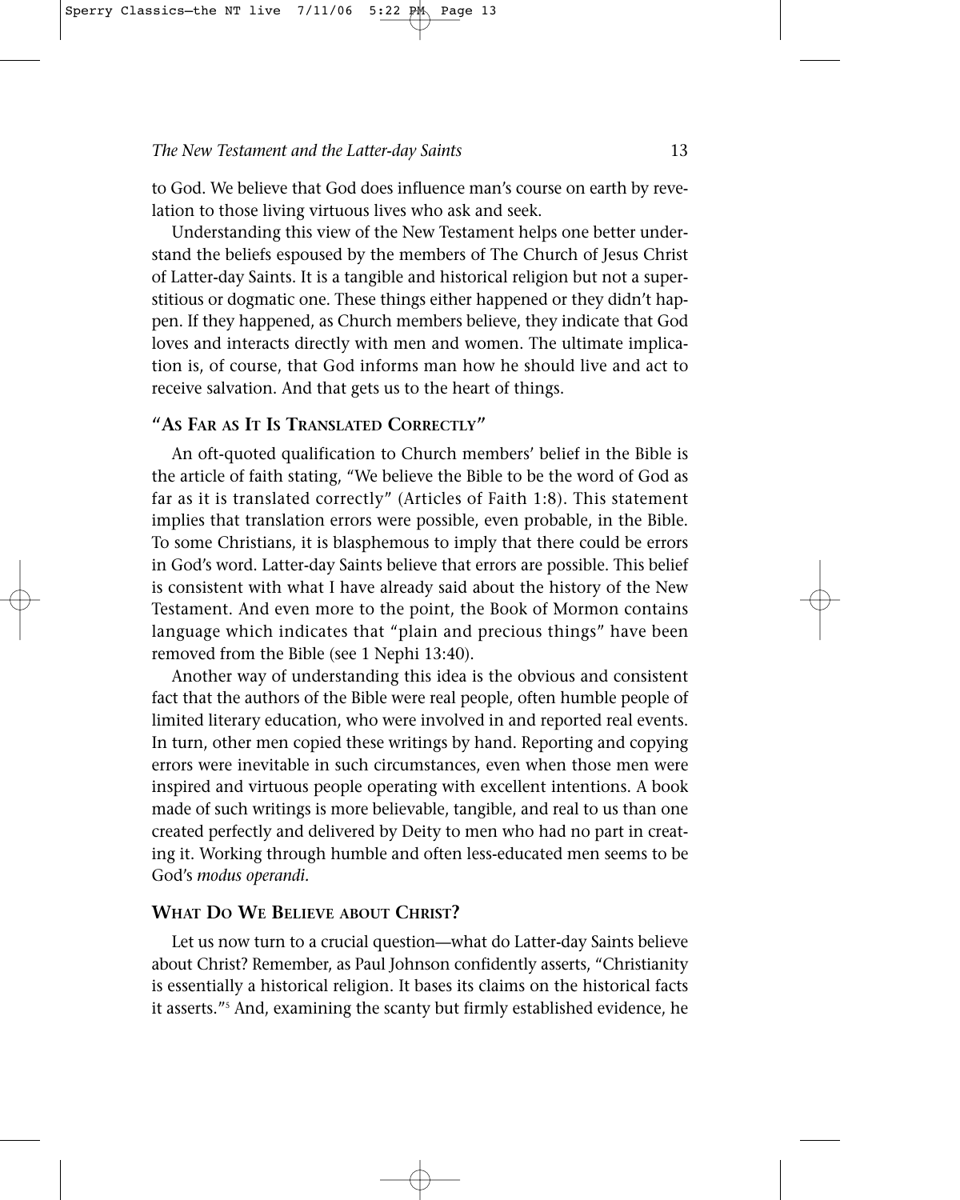to God. We believe that God does influence man's course on earth by revelation to those living virtuous lives who ask and seek.

Understanding this view of the New Testament helps one better understand the beliefs espoused by the members of The Church of Jesus Christ of Latter-day Saints. It is a tangible and historical religion but not a superstitious or dogmatic one. These things either happened or they didn't happen. If they happened, as Church members believe, they indicate that God loves and interacts directly with men and women. The ultimate implication is, of course, that God informs man how he should live and act to receive salvation. And that gets us to the heart of things.

## "As Far as It Is Translated Correctly"

An oft-quoted qualification to Church members' belief in the Bible is the article of faith stating, "We believe the Bible to be the word of God as far as it is translated correctly" (Articles of Faith 1:8). This statement implies that translation errors were possible, even probable, in the Bible. To some Christians, it is blasphemous to imply that there could be errors in God's word. Latter-day Saints believe that errors are possible. This belief is consistent with what I have already said about the history of the New Testament. And even more to the point, the Book of Mormon contains language which indicates that "plain and precious things" have been removed from the Bible (see 1 Nephi 13:40).

Another way of understanding this idea is the obvious and consistent fact that the authors of the Bible were real people, often humble people of limited literary education, who were involved in and reported real events. In turn, other men copied these writings by hand. Reporting and copying errors were inevitable in such circumstances, even when those men were inspired and virtuous people operating with excellent intentions. A book made of such writings is more believable, tangible, and real to us than one created perfectly and delivered by Deity to men who had no part in creating it. Working through humble and often less-educated men seems to be God's *modus operandi.*

## What Do We Believe about Christ?

Let us now turn to a crucial question—what do Latter-day Saints believe about Christ? Remember, as Paul Johnson confidently asserts, "Christianity is essentially a historical religion. It bases its claims on the historical facts it asserts."[5] And, examining the scanty but firmly established evidence, he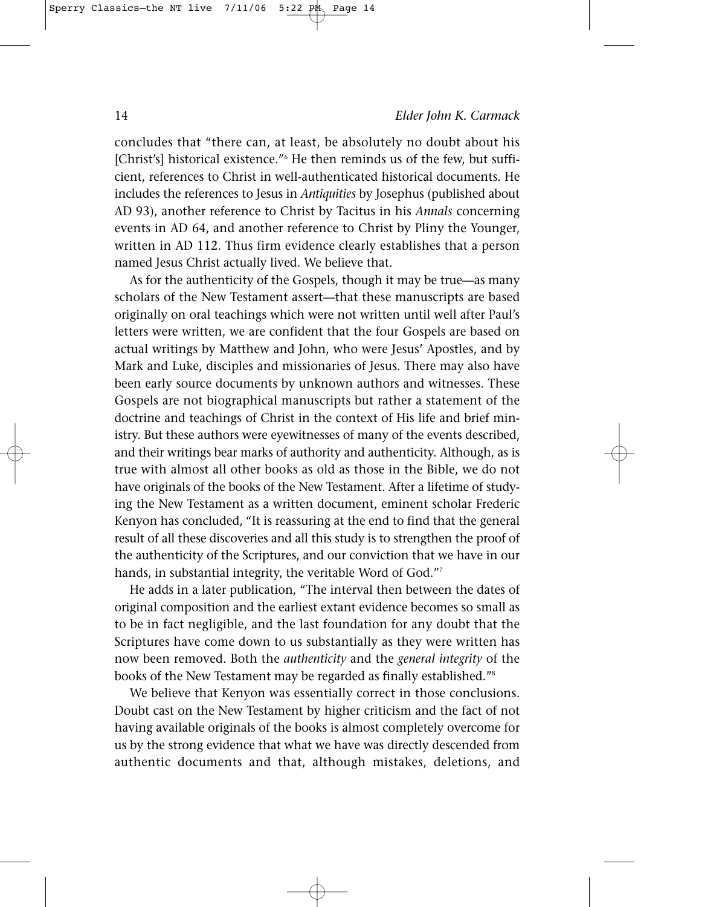concludes that "there can, at least, be absolutely no doubt about his [Christ's] historical existence."[6] He then reminds us of the few, but sufficient, references to Christ in well-authenticated historical documents. He includes the references to Jesus in *Antiquities* by Josephus (published about AD 93), another reference to Christ by Tacitus in his *Annals* concerning events in AD 64, and another reference to Christ by Pliny the Younger, written in AD 112. Thus firm evidence clearly establishes that a person named Jesus Christ actually lived. We believe that.

As for the authenticity of the Gospels, though it may be true—as many scholars of the New Testament assert—that these manuscripts are based originally on oral teachings which were not written until well after Paul's letters were written, we are confident that the four Gospels are based on actual writings by Matthew and John, who were Jesus' Apostles, and by Mark and Luke, disciples and missionaries of Jesus. There may also have been early source documents by unknown authors and witnesses. These Gospels are not biographical manuscripts but rather a statement of the doctrine and teachings of Christ in the context of His life and brief ministry. But these authors were eyewitnesses of many of the events described, and their writings bear marks of authority and authenticity. Although, as is true with almost all other books as old as those in the Bible, we do not have originals of the books of the New Testament. After a lifetime of studying the New Testament as a written document, eminent scholar Frederic Kenyon has concluded, "It is reassuring at the end to find that the general result of all these discoveries and all this study is to strengthen the proof of the authenticity of the Scriptures, and our conviction that we have in our hands, in substantial integrity, the veritable Word of God."[7]

He adds in a later publication, "The interval then between the dates of original composition and the earliest extant evidence becomes so small as to be in fact negligible, and the last foundation for any doubt that the Scriptures have come down to us substantially as they were written has now been removed. Both the *authenticity* and the *general integrity* of the books of the New Testament may be regarded as finally established."[8]

We believe that Kenyon was essentially correct in those conclusions. Doubt cast on the New Testament by higher criticism and the fact of not having available originals of the books is almost completely overcome for us by the strong evidence that what we have was directly descended from authentic documents and that, although mistakes, deletions, and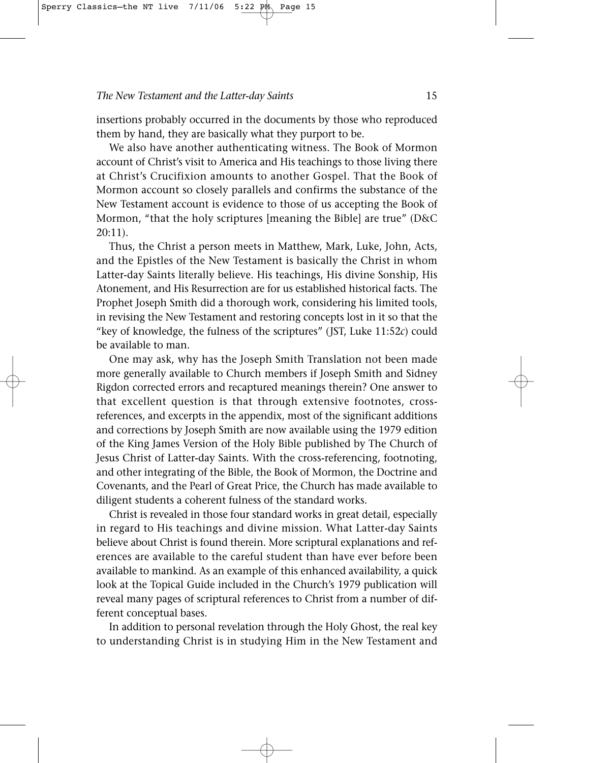insertions probably occurred in the documents by those who reproduced them by hand, they are basically what they purport to be.

We also have another authenticating witness. The Book of Mormon account of Christ's visit to America and His teachings to those living there at Christ's Crucifixion amounts to another Gospel. That the Book of Mormon account so closely parallels and confirms the substance of the New Testament account is evidence to those of us accepting the Book of Mormon, "that the holy scriptures [meaning the Bible] are true" (D&C 20:11).

Thus, the Christ a person meets in Matthew, Mark, Luke, John, Acts, and the Epistles of the New Testament is basically the Christ in whom Latter-day Saints literally believe. His teachings, His divine Sonship, His Atonement, and His Resurrection are for us established historical facts. The Prophet Joseph Smith did a thorough work, considering his limited tools, in revising the New Testament and restoring concepts lost in it so that the "key of knowledge, the fulness of the scriptures" (JST, Luke 11:52*c*) could be available to man.

One may ask, why has the Joseph Smith Translation not been made more generally available to Church members if Joseph Smith and Sidney Rigdon corrected errors and recaptured meanings therein? One answer to that excellent question is that through extensive footnotes, cross-references, and excerpts in the appendix, most of the significant additions and corrections by Joseph Smith are now available using the 1979 edition of the King James Version of the Holy Bible published by The Church of Jesus Christ of Latter-day Saints. With the cross-referencing, footnoting, and other integrating of the Bible, the Book of Mormon, the Doctrine and Covenants, and the Pearl of Great Price, the Church has made available to diligent students a coherent fulness of the standard works.

Christ is revealed in those four standard works in great detail, especially in regard to His teachings and divine mission. What Latter-day Saints believe about Christ is found therein. More scriptural explanations and references are available to the careful student than have ever before been available to mankind. As an example of this enhanced availability, a quick look at the Topical Guide included in the Church's 1979 publication will reveal many pages of scriptural references to Christ from a number of different conceptual bases.

In addition to personal revelation through the Holy Ghost, the real key to understanding Christ is in studying Him in the New Testament and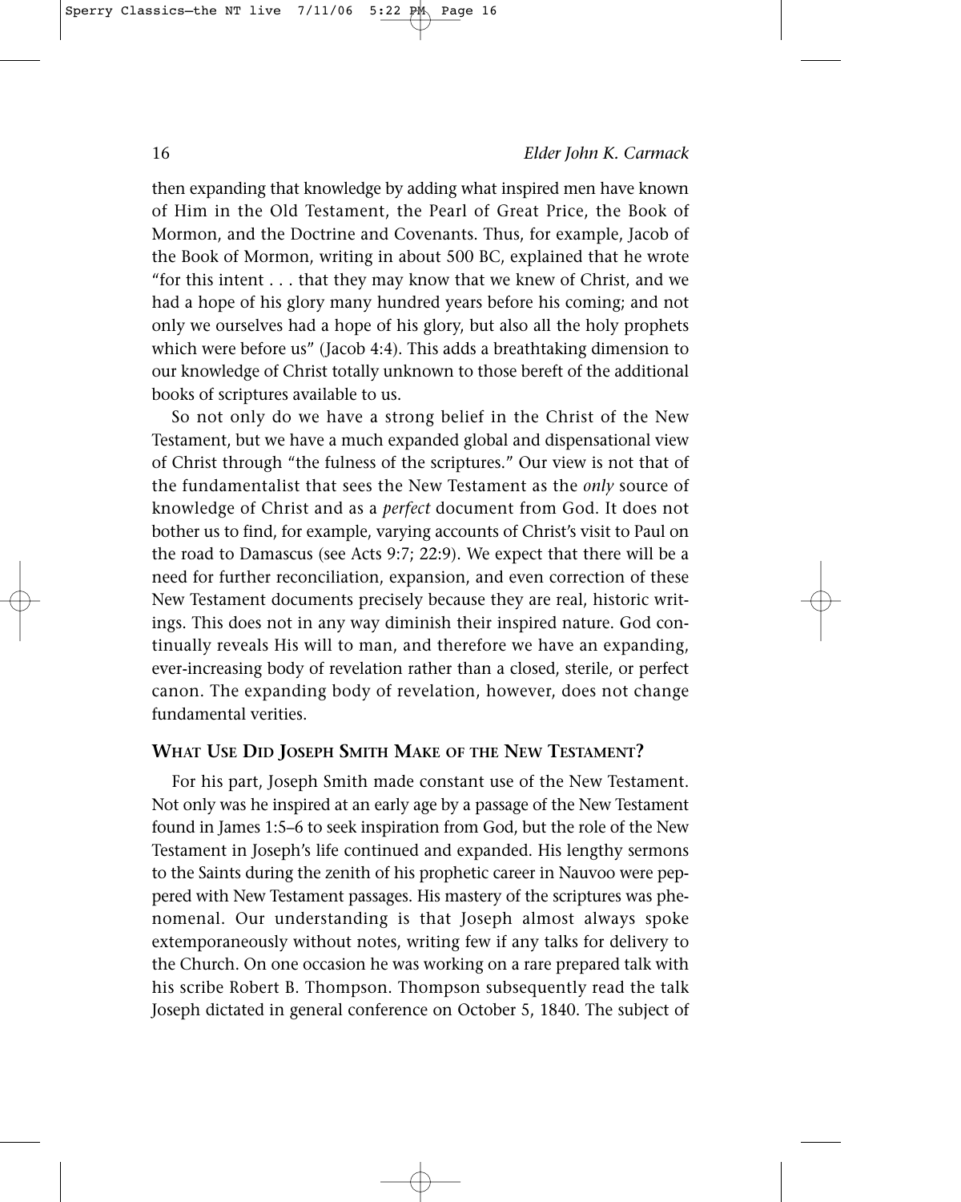then expanding that knowledge by adding what inspired men have known of Him in the Old Testament, the Pearl of Great Price, the Book of Mormon, and the Doctrine and Covenants. Thus, for example, Jacob of the Book of Mormon, writing in about 500 BC, explained that he wrote "for this intent . . . that they may know that we knew of Christ, and we had a hope of his glory many hundred years before his coming; and not only we ourselves had a hope of his glory, but also all the holy prophets which were before us" (Jacob 4:4). This adds a breathtaking dimension to our knowledge of Christ totally unknown to those bereft of the additional books of scriptures available to us.

So not only do we have a strong belief in the Christ of the New Testament, but we have a much expanded global and dispensational view of Christ through "the fulness of the scriptures." Our view is not that of the fundamentalist that sees the New Testament as the *only* source of knowledge of Christ and as a *perfect* document from God. It does not bother us to find, for example, varying accounts of Christ's visit to Paul on the road to Damascus (see Acts 9:7; 22:9). We expect that there will be a need for further reconciliation, expansion, and even correction of these New Testament documents precisely because they are real, historic writings. This does not in any way diminish their inspired nature. God continually reveals His will to man, and therefore we have an expanding, ever-increasing body of revelation rather than a closed, sterile, or perfect canon. The expanding body of revelation, however, does not change fundamental verities.

## What Use Did Joseph Smith Make of the New Testament?

For his part, Joseph Smith made constant use of the New Testament. Not only was he inspired at an early age by a passage of the New Testament found in James 1:5–6 to seek inspiration from God, but the role of the New Testament in Joseph's life continued and expanded. His lengthy sermons to the Saints during the zenith of his prophetic career in Nauvoo were peppered with New Testament passages. His mastery of the scriptures was phenomenal. Our understanding is that Joseph almost always spoke extemporaneously without notes, writing few if any talks for delivery to the Church. On one occasion he was working on a rare prepared talk with his scribe Robert B. Thompson. Thompson subsequently read the talk Joseph dictated in general conference on October 5, 1840. The subject of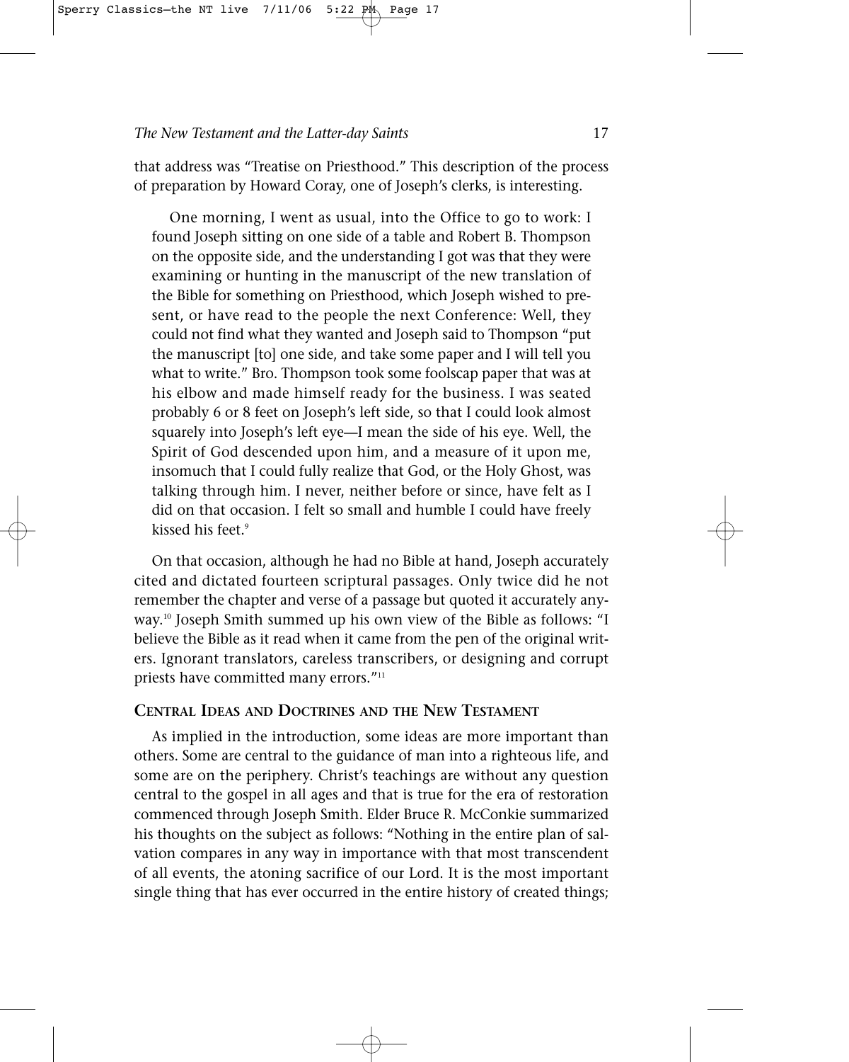that address was "Treatise on Priesthood." This description of the process of preparation by Howard Coray, one of Joseph's clerks, is interesting.

> One morning, I went as usual, into the Office to go to work: I found Joseph sitting on one side of a table and Robert B. Thompson on the opposite side, and the understanding I got was that they were examining or hunting in the manuscript of the new translation of the Bible for something on Priesthood, which Joseph wished to present, or have read to the people the next Conference: Well, they could not find what they wanted and Joseph said to Thompson "put the manuscript [to] one side, and take some paper and I will tell you what to write." Bro. Thompson took some foolscap paper that was at his elbow and made himself ready for the business. I was seated probably 6 or 8 feet on Joseph's left side, so that I could look almost squarely into Joseph's left eye—I mean the side of his eye. Well, the Spirit of God descended upon him, and a measure of it upon me, insomuch that I could fully realize that God, or the Holy Ghost, was talking through him. I never, neither before or since, have felt as I did on that occasion. I felt so small and humble I could have freely kissed his feet.[9]

On that occasion, although he had no Bible at hand, Joseph accurately cited and dictated fourteen scriptural passages. Only twice did he not remember the chapter and verse of a passage but quoted it accurately anyway.[10] Joseph Smith summed up his own view of the Bible as follows: "I believe the Bible as it read when it came from the pen of the original writers. Ignorant translators, careless transcribers, or designing and corrupt priests have committed many errors."[11]

## Central Ideas and Doctrines and the New Testament

As implied in the introduction, some ideas are more important than others. Some are central to the guidance of man into a righteous life, and some are on the periphery. Christ's teachings are without any question central to the gospel in all ages and that is true for the era of restoration commenced through Joseph Smith. Elder Bruce R. McConkie summarized his thoughts on the subject as follows: "Nothing in the entire plan of salvation compares in any way in importance with that most transcendent of all events, the atoning sacrifice of our Lord. It is the most important single thing that has ever occurred in the entire history of created things;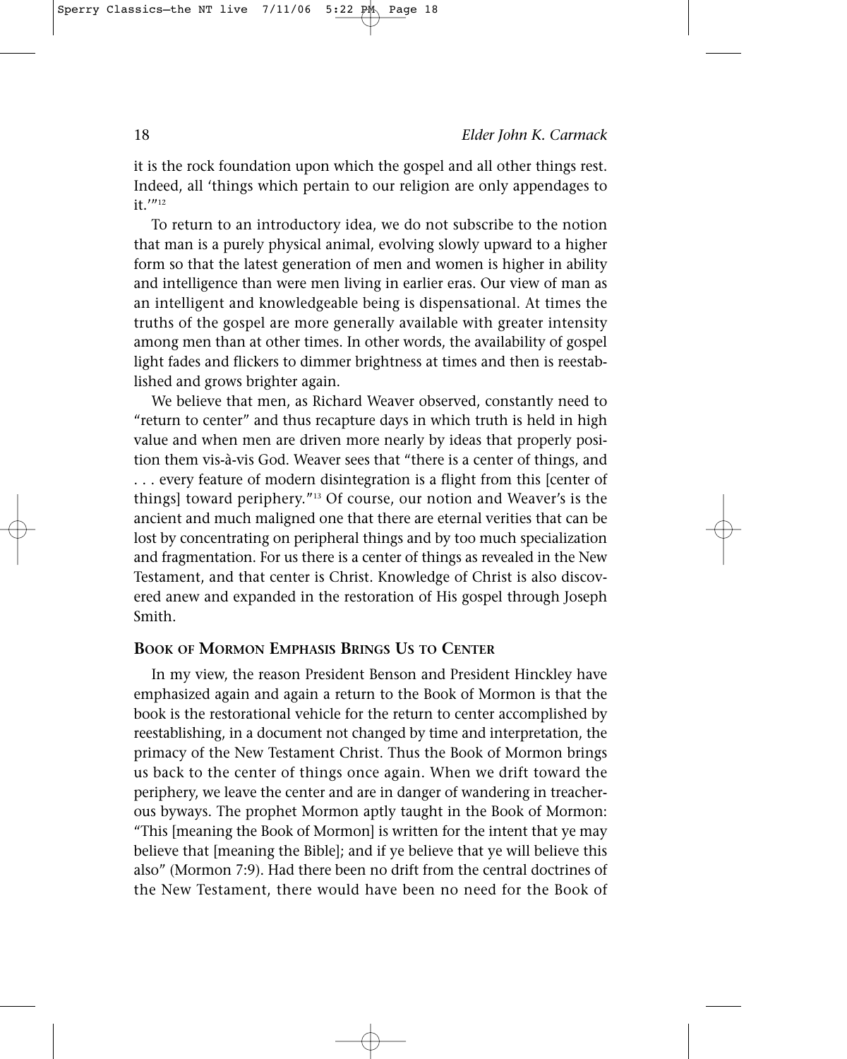it is the rock foundation upon which the gospel and all other things rest. Indeed, all 'things which pertain to our religion are only appendages to it.'"[12]

To return to an introductory idea, we do not subscribe to the notion that man is a purely physical animal, evolving slowly upward to a higher form so that the latest generation of men and women is higher in ability and intelligence than were men living in earlier eras. Our view of man as an intelligent and knowledgeable being is dispensational. At times the truths of the gospel are more generally available with greater intensity among men than at other times. In other words, the availability of gospel light fades and flickers to dimmer brightness at times and then is reestablished and grows brighter again.

We believe that men, as Richard Weaver observed, constantly need to "return to center" and thus recapture days in which truth is held in high value and when men are driven more nearly by ideas that properly position them vis-à-vis God. Weaver sees that "there is a center of things, and . . . every feature of modern disintegration is a flight from this [center of things] toward periphery."[13] Of course, our notion and Weaver's is the ancient and much maligned one that there are eternal verities that can be lost by concentrating on peripheral things and by too much specialization and fragmentation. For us there is a center of things as revealed in the New Testament, and that center is Christ. Knowledge of Christ is also discovered anew and expanded in the restoration of His gospel through Joseph Smith.

## Book of Mormon Emphasis Brings Us to Center

In my view, the reason President Benson and President Hinckley have emphasized again and again a return to the Book of Mormon is that the book is the restorational vehicle for the return to center accomplished by reestablishing, in a document not changed by time and interpretation, the primacy of the New Testament Christ. Thus the Book of Mormon brings us back to the center of things once again. When we drift toward the periphery, we leave the center and are in danger of wandering in treacherous byways. The prophet Mormon aptly taught in the Book of Mormon: "This [meaning the Book of Mormon] is written for the intent that ye may believe that [meaning the Bible]; and if ye believe that ye will believe this also" (Mormon 7:9). Had there been no drift from the central doctrines of the New Testament, there would have been no need for the Book of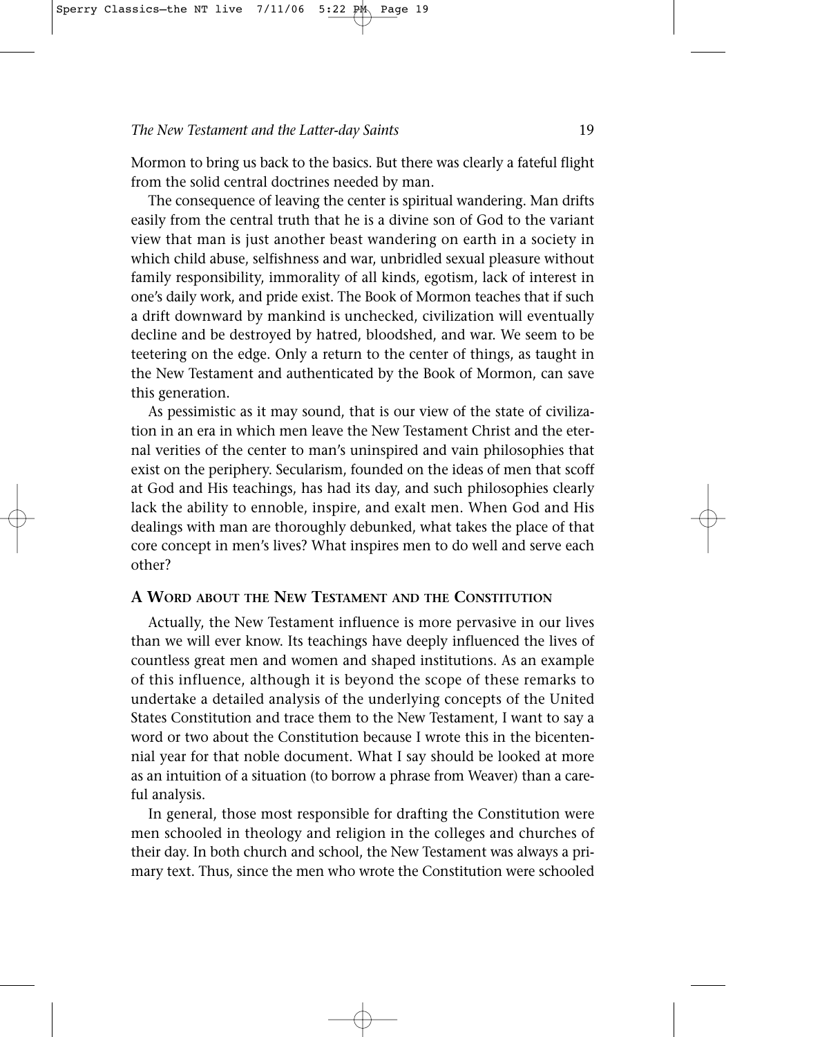Mormon to bring us back to the basics. But there was clearly a fateful flight from the solid central doctrines needed by man.

The consequence of leaving the center is spiritual wandering. Man drifts easily from the central truth that he is a divine son of God to the variant view that man is just another beast wandering on earth in a society in which child abuse, selfishness and war, unbridled sexual pleasure without family responsibility, immorality of all kinds, egotism, lack of interest in one's daily work, and pride exist. The Book of Mormon teaches that if such a drift downward by mankind is unchecked, civilization will eventually decline and be destroyed by hatred, bloodshed, and war. We seem to be teetering on the edge. Only a return to the center of things, as taught in the New Testament and authenticated by the Book of Mormon, can save this generation.

As pessimistic as it may sound, that is our view of the state of civilization in an era in which men leave the New Testament Christ and the eternal verities of the center to man's uninspired and vain philosophies that exist on the periphery. Secularism, founded on the ideas of men that scoff at God and His teachings, has had its day, and such philosophies clearly lack the ability to ennoble, inspire, and exalt men. When God and His dealings with man are thoroughly debunked, what takes the place of that core concept in men's lives? What inspires men to do well and serve each other?

## A Word about the New Testament and the Constitution

Actually, the New Testament influence is more pervasive in our lives than we will ever know. Its teachings have deeply influenced the lives of countless great men and women and shaped institutions. As an example of this influence, although it is beyond the scope of these remarks to undertake a detailed analysis of the underlying concepts of the United States Constitution and trace them to the New Testament, I want to say a word or two about the Constitution because I wrote this in the bicentennial year for that noble document. What I say should be looked at more as an intuition of a situation (to borrow a phrase from Weaver) than a careful analysis.

In general, those most responsible for drafting the Constitution were men schooled in theology and religion in the colleges and churches of their day. In both church and school, the New Testament was always a primary text. Thus, since the men who wrote the Constitution were schooled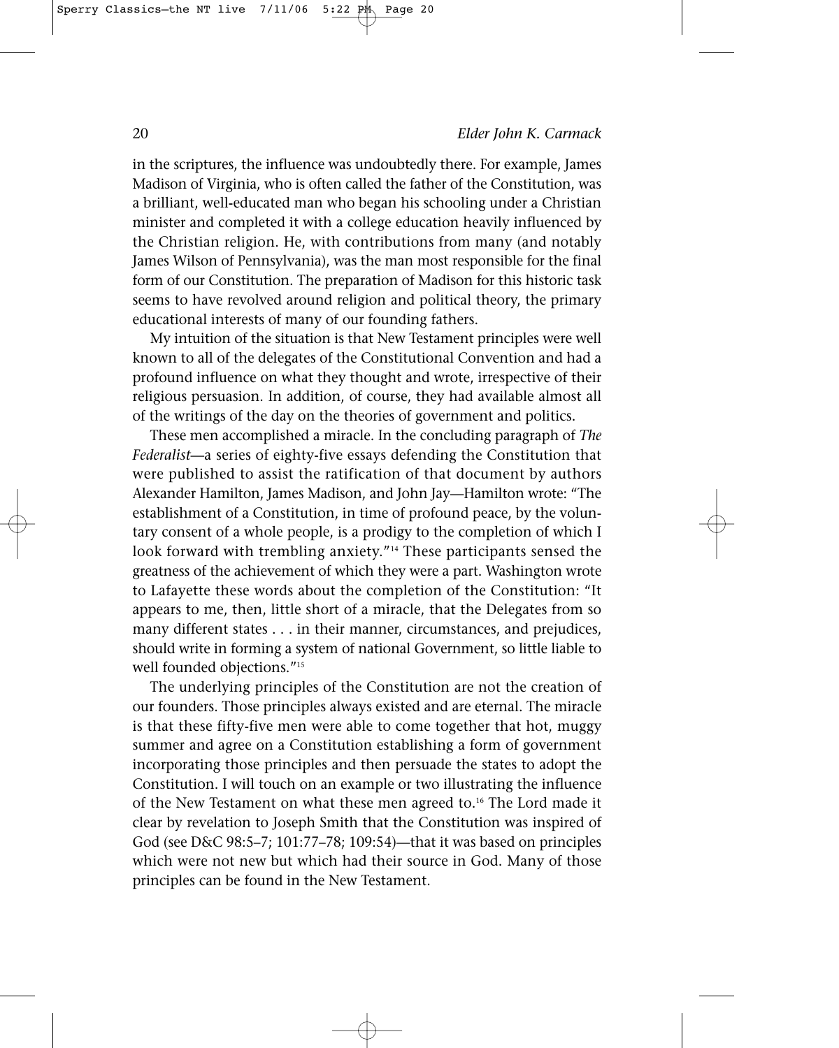in the scriptures, the influence was undoubtedly there. For example, James Madison of Virginia, who is often called the father of the Constitution, was a brilliant, well-educated man who began his schooling under a Christian minister and completed it with a college education heavily influenced by the Christian religion. He, with contributions from many (and notably James Wilson of Pennsylvania), was the man most responsible for the final form of our Constitution. The preparation of Madison for this historic task seems to have revolved around religion and political theory, the primary educational interests of many of our founding fathers.

My intuition of the situation is that New Testament principles were well known to all of the delegates of the Constitutional Convention and had a profound influence on what they thought and wrote, irrespective of their religious persuasion. In addition, of course, they had available almost all of the writings of the day on the theories of government and politics.

These men accomplished a miracle. In the concluding paragraph of *The Federalist*—a series of eighty-five essays defending the Constitution that were published to assist the ratification of that document by authors Alexander Hamilton, James Madison, and John Jay—Hamilton wrote: "The establishment of a Constitution, in time of profound peace, by the voluntary consent of a whole people, is a prodigy to the completion of which I look forward with trembling anxiety."[14] These participants sensed the greatness of the achievement of which they were a part. Washington wrote to Lafayette these words about the completion of the Constitution: "It appears to me, then, little short of a miracle, that the Delegates from so many different states . . . in their manner, circumstances, and prejudices, should write in forming a system of national Government, so little liable to well founded objections."[15]

The underlying principles of the Constitution are not the creation of our founders. Those principles always existed and are eternal. The miracle is that these fifty-five men were able to come together that hot, muggy summer and agree on a Constitution establishing a form of government incorporating those principles and then persuade the states to adopt the Constitution. I will touch on an example or two illustrating the influence of the New Testament on what these men agreed to.[16] The Lord made it clear by revelation to Joseph Smith that the Constitution was inspired of God (see D&C 98:5–7; 101:77–78; 109:54)—that it was based on principles which were not new but which had their source in God. Many of those principles can be found in the New Testament.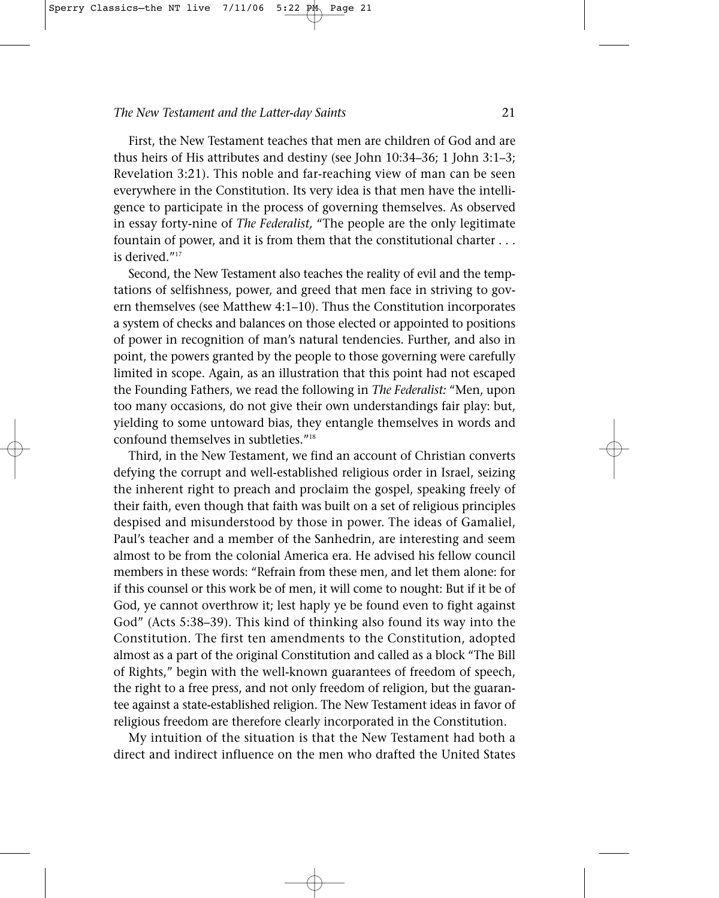First, the New Testament teaches that men are children of God and are thus heirs of His attributes and destiny (see John 10:34–36; 1 John 3:1–3; Revelation 3:21). This noble and far-reaching view of man can be seen everywhere in the Constitution. Its very idea is that men have the intelligence to participate in the process of governing themselves. As observed in essay forty-nine of *The Federalist,* "The people are the only legitimate fountain of power, and it is from them that the constitutional charter . . . is derived."[17]

Second, the New Testament also teaches the reality of evil and the temptations of selfishness, power, and greed that men face in striving to govern themselves (see Matthew 4:1–10). Thus the Constitution incorporates a system of checks and balances on those elected or appointed to positions of power in recognition of man's natural tendencies. Further, and also in point, the powers granted by the people to those governing were carefully limited in scope. Again, as an illustration that this point had not escaped the Founding Fathers, we read the following in *The Federalist:* "Men, upon too many occasions, do not give their own understandings fair play: but, yielding to some untoward bias, they entangle themselves in words and confound themselves in subtleties."[18]

Third, in the New Testament, we find an account of Christian converts defying the corrupt and well-established religious order in Israel, seizing the inherent right to preach and proclaim the gospel, speaking freely of their faith, even though that faith was built on a set of religious principles despised and misunderstood by those in power. The ideas of Gamaliel, Paul's teacher and a member of the Sanhedrin, are interesting and seem almost to be from the colonial America era. He advised his fellow council members in these words: "Refrain from these men, and let them alone: for if this counsel or this work be of men, it will come to nought: But if it be of God, ye cannot overthrow it; lest haply ye be found even to fight against God" (Acts 5:38–39). This kind of thinking also found its way into the Constitution. The first ten amendments to the Constitution, adopted almost as a part of the original Constitution and called as a block "The Bill of Rights," begin with the well-known guarantees of freedom of speech, the right to a free press, and not only freedom of religion, but the guarantee against a state-established religion. The New Testament ideas in favor of religious freedom are therefore clearly incorporated in the Constitution.

My intuition of the situation is that the New Testament had both a direct and indirect influence on the men who drafted the United States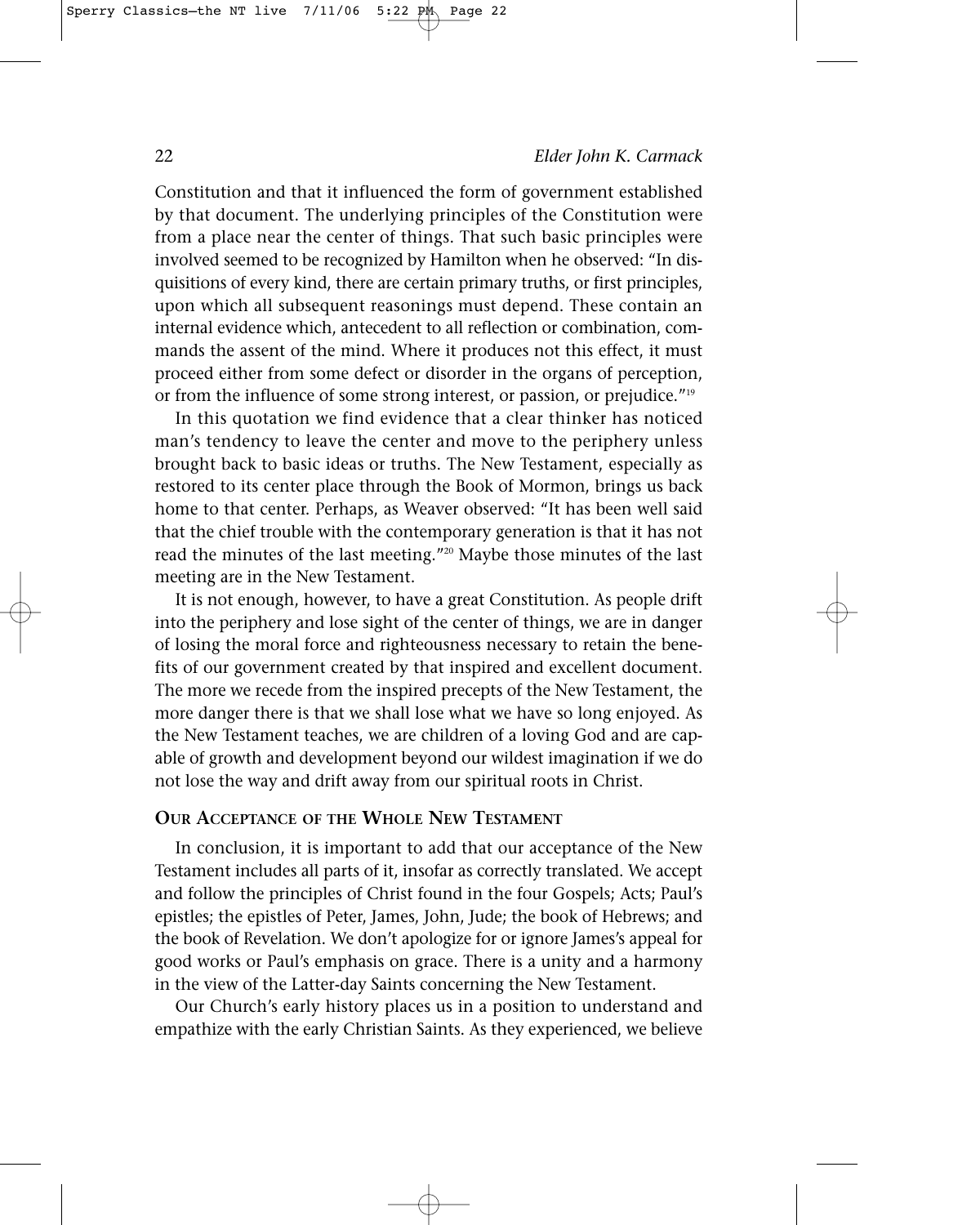Constitution and that it influenced the form of government established by that document. The underlying principles of the Constitution were from a place near the center of things. That such basic principles were involved seemed to be recognized by Hamilton when he observed: "In disquisitions of every kind, there are certain primary truths, or first principles, upon which all subsequent reasonings must depend. These contain an internal evidence which, antecedent to all reflection or combination, commands the assent of the mind. Where it produces not this effect, it must proceed either from some defect or disorder in the organs of perception, or from the influence of some strong interest, or passion, or prejudice."[19]

In this quotation we find evidence that a clear thinker has noticed man's tendency to leave the center and move to the periphery unless brought back to basic ideas or truths. The New Testament, especially as restored to its center place through the Book of Mormon, brings us back home to that center. Perhaps, as Weaver observed: "It has been well said that the chief trouble with the contemporary generation is that it has not read the minutes of the last meeting."[20] Maybe those minutes of the last meeting are in the New Testament.

It is not enough, however, to have a great Constitution. As people drift into the periphery and lose sight of the center of things, we are in danger of losing the moral force and righteousness necessary to retain the benefits of our government created by that inspired and excellent document. The more we recede from the inspired precepts of the New Testament, the more danger there is that we shall lose what we have so long enjoyed. As the New Testament teaches, we are children of a loving God and are capable of growth and development beyond our wildest imagination if we do not lose the way and drift away from our spiritual roots in Christ.

## Our Acceptance of the Whole New Testament

In conclusion, it is important to add that our acceptance of the New Testament includes all parts of it, insofar as correctly translated. We accept and follow the principles of Christ found in the four Gospels; Acts; Paul's epistles; the epistles of Peter, James, John, Jude; the book of Hebrews; and the book of Revelation. We don't apologize for or ignore James's appeal for good works or Paul's emphasis on grace. There is a unity and a harmony in the view of the Latter-day Saints concerning the New Testament.

Our Church's early history places us in a position to understand and empathize with the early Christian Saints. As they experienced, we believe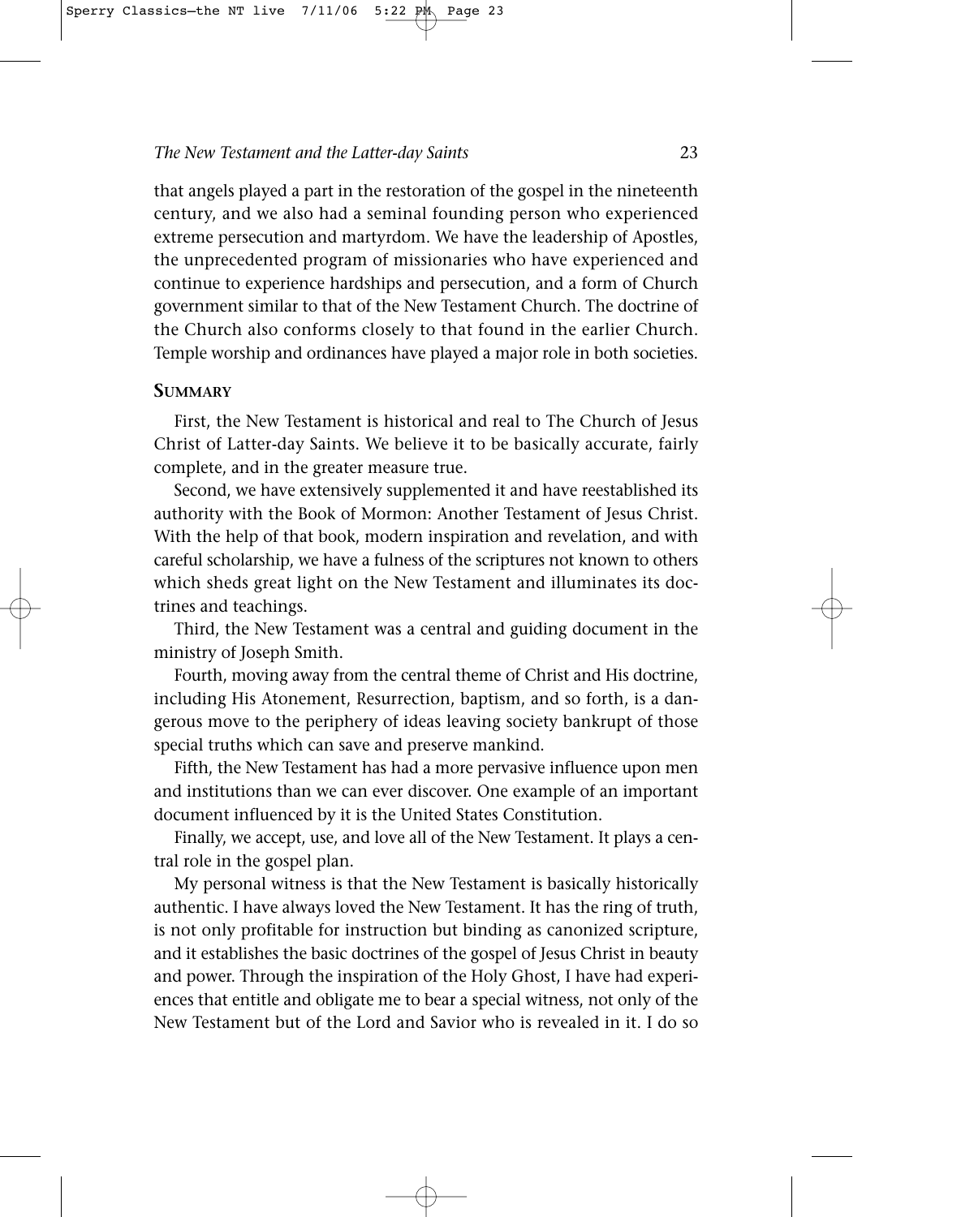that angels played a part in the restoration of the gospel in the nineteenth century, and we also had a seminal founding person who experienced extreme persecution and martyrdom. We have the leadership of Apostles, the unprecedented program of missionaries who have experienced and continue to experience hardships and persecution, and a form of Church government similar to that of the New Testament Church. The doctrine of the Church also conforms closely to that found in the earlier Church. Temple worship and ordinances have played a major role in both societies.

## SUMMARY

First, the New Testament is historical and real to The Church of Jesus Christ of Latter-day Saints. We believe it to be basically accurate, fairly complete, and in the greater measure true.

Second, we have extensively supplemented it and have reestablished its authority with the Book of Mormon: Another Testament of Jesus Christ. With the help of that book, modern inspiration and revelation, and with careful scholarship, we have a fulness of the scriptures not known to others which sheds great light on the New Testament and illuminates its doctrines and teachings.

Third, the New Testament was a central and guiding document in the ministry of Joseph Smith.

Fourth, moving away from the central theme of Christ and His doctrine, including His Atonement, Resurrection, baptism, and so forth, is a dangerous move to the periphery of ideas leaving society bankrupt of those special truths which can save and preserve mankind.

Fifth, the New Testament has had a more pervasive influence upon men and institutions than we can ever discover. One example of an important document influenced by it is the United States Constitution.

Finally, we accept, use, and love all of the New Testament. It plays a central role in the gospel plan.

My personal witness is that the New Testament is basically historically authentic. I have always loved the New Testament. It has the ring of truth, is not only profitable for instruction but binding as canonized scripture, and it establishes the basic doctrines of the gospel of Jesus Christ in beauty and power. Through the inspiration of the Holy Ghost, I have had experiences that entitle and obligate me to bear a special witness, not only of the New Testament but of the Lord and Savior who is revealed in it. I do so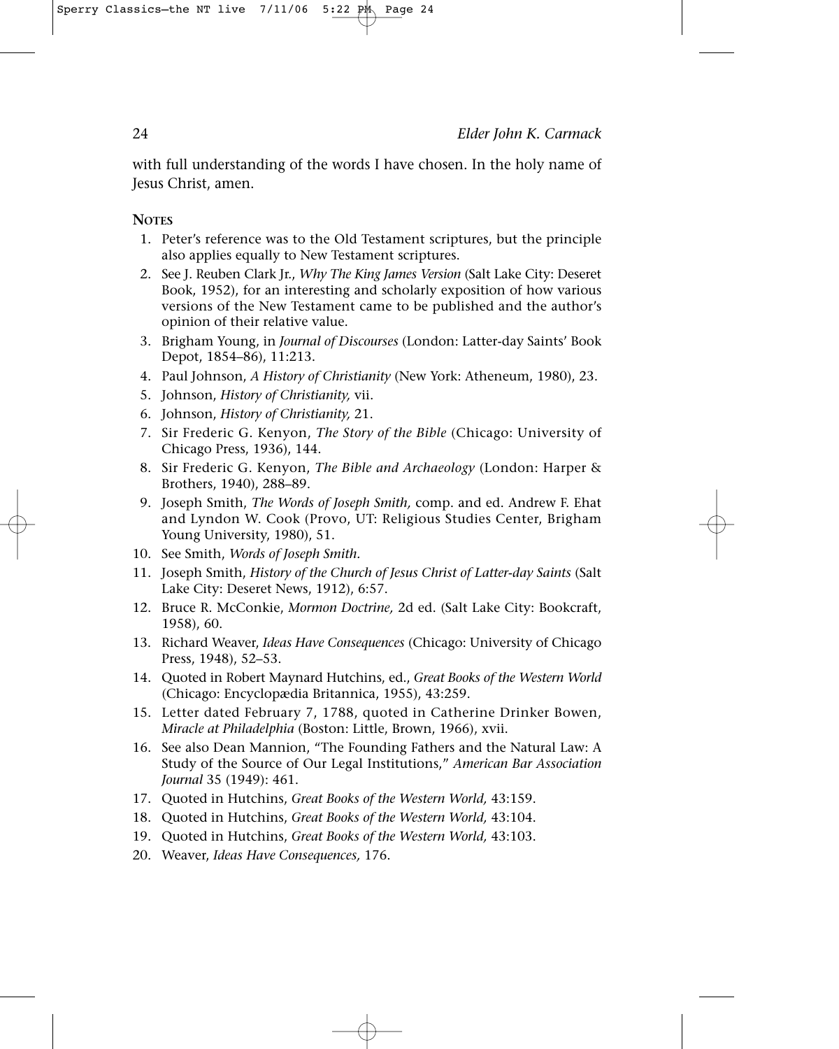with full understanding of the words I have chosen. In the holy name of Jesus Christ, amen.

**NOTES**

1. Peter's reference was to the Old Testament scriptures, but the principle also applies equally to New Testament scriptures.
2. See J. Reuben Clark Jr., *Why The King James Version* (Salt Lake City: Deseret Book, 1952), for an interesting and scholarly exposition of how various versions of the New Testament came to be published and the author's opinion of their relative value.
3. Brigham Young, in *Journal of Discourses* (London: Latter-day Saints' Book Depot, 1854–86), 11:213.
4. Paul Johnson, *A History of Christianity* (New York: Atheneum, 1980), 23.
5. Johnson, *History of Christianity,* vii.
6. Johnson, *History of Christianity,* 21.
7. Sir Frederic G. Kenyon, *The Story of the Bible* (Chicago: University of Chicago Press, 1936), 144.
8. Sir Frederic G. Kenyon, *The Bible and Archaeology* (London: Harper & Brothers, 1940), 288–89.
9. Joseph Smith, *The Words of Joseph Smith,* comp. and ed. Andrew F. Ehat and Lyndon W. Cook (Provo, UT: Religious Studies Center, Brigham Young University, 1980), 51.
10. See Smith, *Words of Joseph Smith.*
11. Joseph Smith, *History of the Church of Jesus Christ of Latter-day Saints* (Salt Lake City: Deseret News, 1912), 6:57.
12. Bruce R. McConkie, *Mormon Doctrine,* 2d ed. (Salt Lake City: Bookcraft, 1958), 60.
13. Richard Weaver, *Ideas Have Consequences* (Chicago: University of Chicago Press, 1948), 52–53.
14. Quoted in Robert Maynard Hutchins, ed., *Great Books of the Western World* (Chicago: Encyclopædia Britannica, 1955), 43:259.
15. Letter dated February 7, 1788, quoted in Catherine Drinker Bowen, *Miracle at Philadelphia* (Boston: Little, Brown, 1966), xvii.
16. See also Dean Mannion, "The Founding Fathers and the Natural Law: A Study of the Source of Our Legal Institutions," *American Bar Association Journal* 35 (1949): 461.
17. Quoted in Hutchins, *Great Books of the Western World,* 43:159.
18. Quoted in Hutchins, *Great Books of the Western World,* 43:104.
19. Quoted in Hutchins, *Great Books of the Western World,* 43:103.
20. Weaver, *Ideas Have Consequences,* 176.